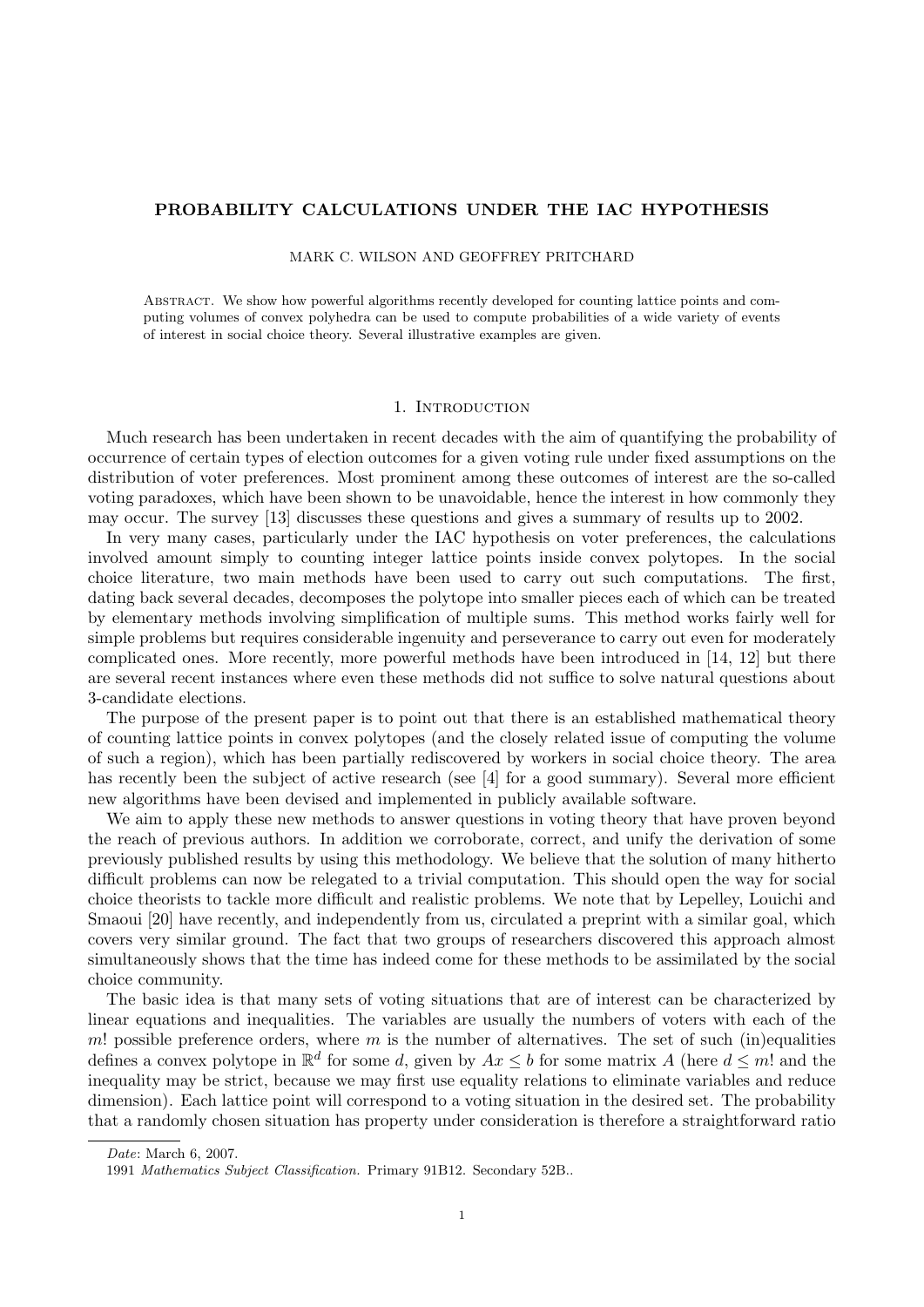# PROBABILITY CALCULATIONS UNDER THE IAC HYPOTHESIS

MARK C. WILSON AND GEOFFREY PRITCHARD

Abstract. We show how powerful algorithms recently developed for counting lattice points and computing volumes of convex polyhedra can be used to compute probabilities of a wide variety of events of interest in social choice theory. Several illustrative examples are given.

## 1. Introduction

Much research has been undertaken in recent decades with the aim of quantifying the probability of occurrence of certain types of election outcomes for a given voting rule under fixed assumptions on the distribution of voter preferences. Most prominent among these outcomes of interest are the so-called voting paradoxes, which have been shown to be unavoidable, hence the interest in how commonly they may occur. The survey [13] discusses these questions and gives a summary of results up to 2002.

In very many cases, particularly under the IAC hypothesis on voter preferences, the calculations involved amount simply to counting integer lattice points inside convex polytopes. In the social choice literature, two main methods have been used to carry out such computations. The first, dating back several decades, decomposes the polytope into smaller pieces each of which can be treated by elementary methods involving simplification of multiple sums. This method works fairly well for simple problems but requires considerable ingenuity and perseverance to carry out even for moderately complicated ones. More recently, more powerful methods have been introduced in [14, 12] but there are several recent instances where even these methods did not suffice to solve natural questions about 3-candidate elections.

The purpose of the present paper is to point out that there is an established mathematical theory of counting lattice points in convex polytopes (and the closely related issue of computing the volume of such a region), which has been partially rediscovered by workers in social choice theory. The area has recently been the subject of active research (see [4] for a good summary). Several more efficient new algorithms have been devised and implemented in publicly available software.

We aim to apply these new methods to answer questions in voting theory that have proven beyond the reach of previous authors. In addition we corroborate, correct, and unify the derivation of some previously published results by using this methodology. We believe that the solution of many hitherto difficult problems can now be relegated to a trivial computation. This should open the way for social choice theorists to tackle more difficult and realistic problems. We note that by Lepelley, Louichi and Smaoui [20] have recently, and independently from us, circulated a preprint with a similar goal, which covers very similar ground. The fact that two groups of researchers discovered this approach almost simultaneously shows that the time has indeed come for these methods to be assimilated by the social choice community.

The basic idea is that many sets of voting situations that are of interest can be characterized by linear equations and inequalities. The variables are usually the numbers of voters with each of the $m!$ possible preference orders, where $m$ is the number of alternatives. The set of such (in)equalities defines a convex polytope in $\mathbb{R}^d$ for some $d$, given by $Ax \leq b$ for some matrix $A$ (here $d \leq m!$ and the inequality may be strict, because we may first use equality relations to eliminate variables and reduce dimension). Each lattice point will correspond to a voting situation in the desired set. The probability that a randomly chosen situation has property under consideration is therefore a straightforward ratio

---

*Date*: March 6, 2007.

1991 *Mathematics Subject Classification.* Primary 91B12. Secondary 52B..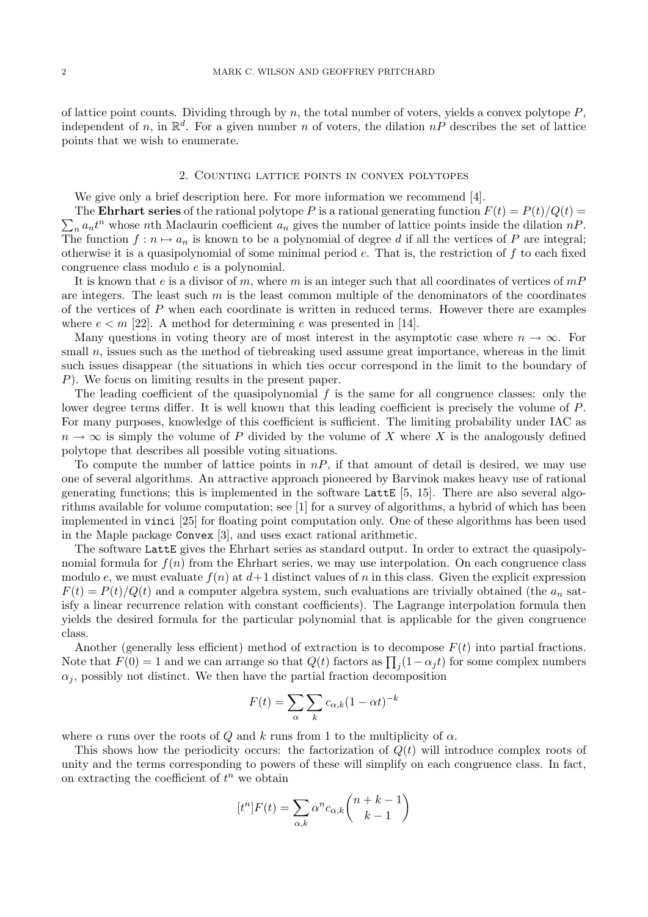of lattice point counts. Dividing through by $n$, the total number of voters, yields a convex polytope $P$, independent of $n$, in $\mathbb{R}^d$. For a given number $n$ of voters, the dilation $nP$ describes the set of lattice points that we wish to enumerate.

## 2. Counting lattice points in convex polytopes

We give only a brief description here. For more information we recommend [4].

The **Ehrhart series** of the rational polytope $P$ is a rational generating function $F(t) = P(t)/Q(t) = \sum_n a_n t^n$ whose $n$th Maclaurin coefficient $a_n$ gives the number of lattice points inside the dilation $nP$. The function $f : n \mapsto a_n$ is known to be a polynomial of degree $d$ if all the vertices of $P$ are integral; otherwise it is a quasipolynomial of some minimal period $e$. That is, the restriction of $f$ to each fixed congruence class modulo $e$ is a polynomial.

It is known that $e$ is a divisor of $m$, where $m$ is an integer such that all coordinates of vertices of $mP$ are integers. The least such $m$ is the least common multiple of the denominators of the coordinates of the vertices of $P$ when each coordinate is written in reduced terms. However there are examples where $e < m$ [22]. A method for determining $e$ was presented in [14].

Many questions in voting theory are of most interest in the asymptotic case where $n \to \infty$. For small $n$, issues such as the method of tiebreaking used assume great importance, whereas in the limit such issues disappear (the situations in which ties occur correspond in the limit to the boundary of $P$). We focus on limiting results in the present paper.

The leading coefficient of the quasipolynomial $f$ is the same for all congruence classes: only the lower degree terms differ. It is well known that this leading coefficient is precisely the volume of $P$. For many purposes, knowledge of this coefficient is sufficient. The limiting probability under IAC as $n \to \infty$ is simply the volume of $P$ divided by the volume of $X$ where $X$ is the analogously defined polytope that describes all possible voting situations.

To compute the number of lattice points in $nP$, if that amount of detail is desired, we may use one of several algorithms. An attractive approach pioneered by Barvinok makes heavy use of rational generating functions; this is implemented in the software `LattE` [5, 15]. There are also several algorithms available for volume computation; see [1] for a survey of algorithms, a hybrid of which has been implemented in `vinci` [25] for floating point computation only. One of these algorithms has been used in the Maple package `Convex` [3], and uses exact rational arithmetic.

The software `LattE` gives the Ehrhart series as standard output. In order to extract the quasipolynomial formula for $f(n)$ from the Ehrhart series, we may use interpolation. On each congruence class modulo $e$, we must evaluate $f(n)$ at $d+1$ distinct values of $n$ in this class. Given the explicit expression $F(t) = P(t)/Q(t)$ and a computer algebra system, such evaluations are trivially obtained (the $a_n$ satisfy a linear recurrence relation with constant coefficients). The Lagrange interpolation formula then yields the desired formula for the particular polynomial that is applicable for the given congruence class.

Another (generally less efficient) method of extraction is to decompose $F(t)$ into partial fractions. Note that $F(0) = 1$ and we can arrange so that $Q(t)$ factors as $\prod_j (1 - \alpha_j t)$ for some complex numbers $\alpha_j$, possibly not distinct. We then have the partial fraction decomposition

$$F(t) = \sum_\alpha \sum_k c_{\alpha,k} (1 - \alpha t)^{-k}$$

where $\alpha$ runs over the roots of $Q$ and $k$ runs from 1 to the multiplicity of $\alpha$.

This shows how the periodicity occurs: the factorization of $Q(t)$ will introduce complex roots of unity and the terms corresponding to powers of these will simplify on each congruence class. In fact, on extracting the coefficient of $t^n$ we obtain

$$[t^n]F(t) = \sum_{\alpha,k} \alpha^n c_{\alpha,k} \binom{n+k-1}{k-1}$$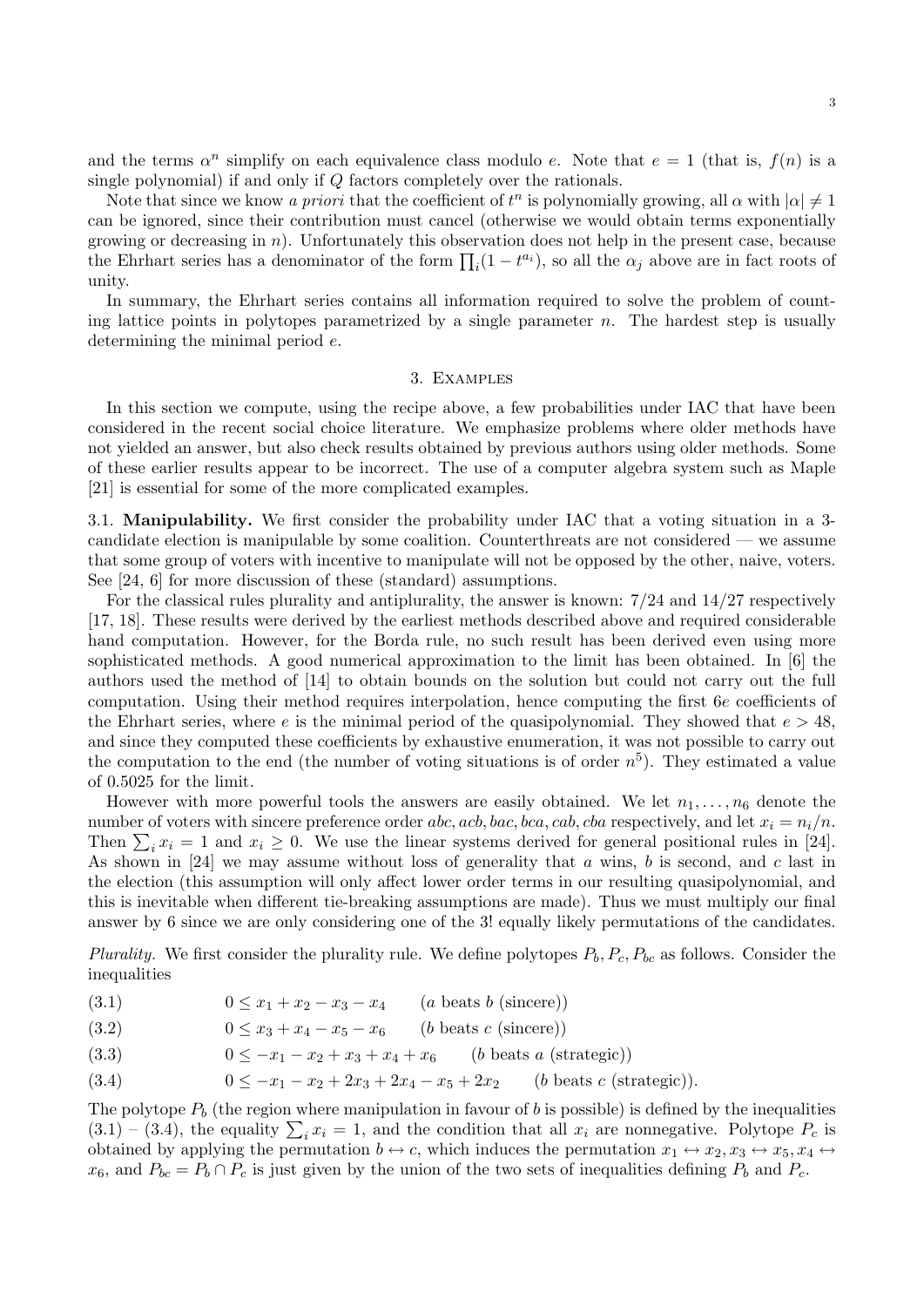and the terms $\alpha^n$ simplify on each equivalence class modulo $e$. Note that $e = 1$ (that is, $f(n)$ is a single polynomial) if and only if $Q$ factors completely over the rationals.

Note that since we know *a priori* that the coefficient of $t^n$ is polynomially growing, all $\alpha$ with $|\alpha| \neq 1$ can be ignored, since their contribution must cancel (otherwise we would obtain terms exponentially growing or decreasing in $n$). Unfortunately this observation does not help in the present case, because the Ehrhart series has a denominator of the form $\prod_i (1 - t^{a_i})$, so all the $\alpha_j$ above are in fact roots of unity.

In summary, the Ehrhart series contains all information required to solve the problem of counting lattice points in polytopes parametrized by a single parameter $n$. The hardest step is usually determining the minimal period $e$.

## 3. Examples

In this section we compute, using the recipe above, a few probabilities under IAC that have been considered in the recent social choice literature. We emphasize problems where older methods have not yielded an answer, but also check results obtained by previous authors using older methods. Some of these earlier results appear to be incorrect. The use of a computer algebra system such as Maple [21] is essential for some of the more complicated examples.

3.1. **Manipulability.** We first consider the probability under IAC that a voting situation in a 3-candidate election is manipulable by some coalition. Counterthreats are not considered — we assume that some group of voters with incentive to manipulate will not be opposed by the other, naive, voters. See [24, 6] for more discussion of these (standard) assumptions.

For the classical rules plurality and antiplurality, the answer is known: 7/24 and 14/27 respectively [17, 18]. These results were derived by the earliest methods described above and required considerable hand computation. However, for the Borda rule, no such result has been derived even using more sophisticated methods. A good numerical approximation to the limit has been obtained. In [6] the authors used the method of [14] to obtain bounds on the solution but could not carry out the full computation. Using their method requires interpolation, hence computing the first $6e$ coefficients of the Ehrhart series, where $e$ is the minimal period of the quasipolynomial. They showed that $e > 48$, and since they computed these coefficients by exhaustive enumeration, it was not possible to carry out the computation to the end (the number of voting situations is of order $n^5$). They estimated a value of 0.5025 for the limit.

However with more powerful tools the answers are easily obtained. We let $n_1, \ldots, n_6$ denote the number of voters with sincere preference order $abc, acb, bac, bca, cab, cba$ respectively, and let $x_i = n_i/n$. Then $\sum_i x_i = 1$ and $x_i \geq 0$. We use the linear systems derived for general positional rules in [24]. As shown in [24] we may assume without loss of generality that $a$ wins, $b$ is second, and $c$ last in the election (this assumption will only affect lower order terms in our resulting quasipolynomial, and this is inevitable when different tie-breaking assumptions are made). Thus we must multiply our final answer by 6 since we are only considering one of the 3! equally likely permutations of the candidates.

*Plurality.* We first consider the plurality rule. We define polytopes $P_b, P_c, P_{bc}$ as follows. Consider the inequalities

$$0 \leq x_1 + x_2 - x_3 - x_4 \qquad (a \text{ beats } b \text{ (sincere)}) \tag{3.1}$$

$$0 \leq x_3 + x_4 - x_5 - x_6 \qquad (b \text{ beats } c \text{ (sincere)}) \tag{3.2}$$

$$0 \leq -x_1 - x_2 + x_3 + x_4 + x_6 \qquad (b \text{ beats } a \text{ (strategic)}) \tag{3.3}$$

$$0 \leq -x_1 - x_2 + 2x_3 + 2x_4 - x_5 + 2x_2 \qquad (b \text{ beats } c \text{ (strategic)}). \tag{3.4}$$

The polytope $P_b$ (the region where manipulation in favour of $b$ is possible) is defined by the inequalities (3.1) – (3.4), the equality $\sum_i x_i = 1$, and the condition that all $x_i$ are nonnegative. Polytope $P_c$ is obtained by applying the permutation $b \leftrightarrow c$, which induces the permutation $x_1 \leftrightarrow x_2, x_3 \leftrightarrow x_5, x_4 \leftrightarrow x_6$, and $P_{bc} = P_b \cap P_c$ is just given by the union of the two sets of inequalities defining $P_b$ and $P_c$.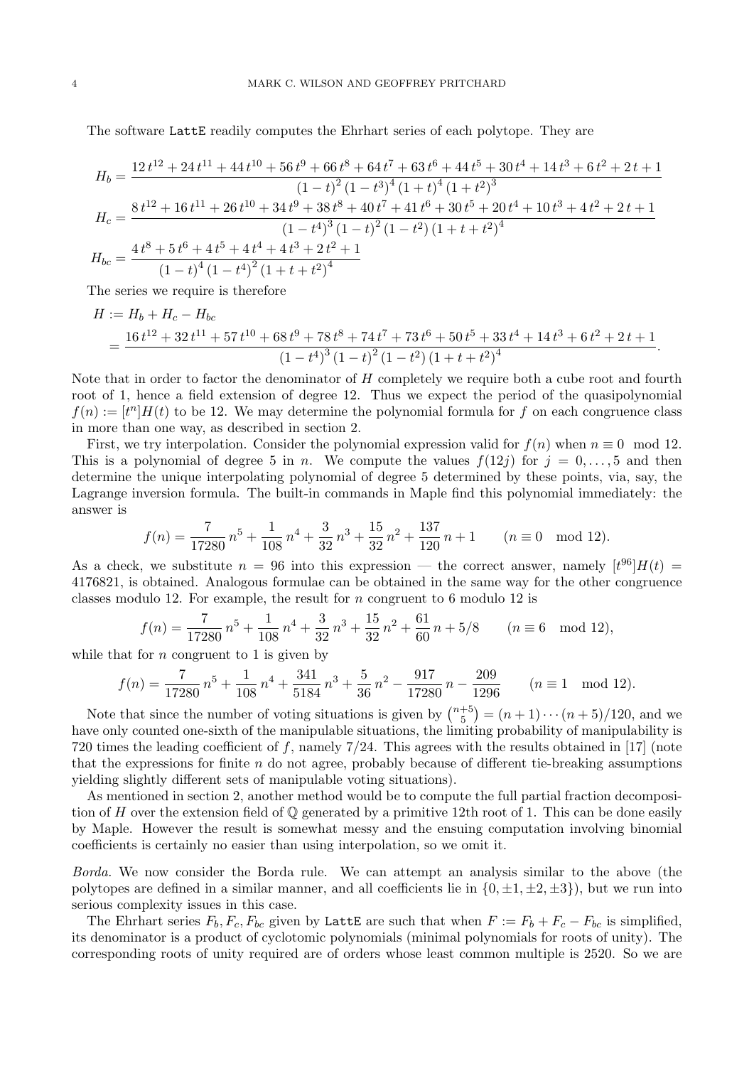The software LattE readily computes the Ehrhart series of each polytope. They are

$$H_b = \frac{12\,t^{12} + 24\,t^{11} + 44\,t^{10} + 56\,t^9 + 66\,t^8 + 64\,t^7 + 63\,t^6 + 44\,t^5 + 30\,t^4 + 14\,t^3 + 6\,t^2 + 2\,t + 1}{(1-t)^2\,(1-t^3)^4\,(1+t)^4\,(1+t^2)^3}$$

$$H_c = \frac{8\,t^{12} + 16\,t^{11} + 26\,t^{10} + 34\,t^9 + 38\,t^8 + 40\,t^7 + 41\,t^6 + 30\,t^5 + 20\,t^4 + 10\,t^3 + 4\,t^2 + 2\,t + 1}{(1-t^4)^3\,(1-t)^2\,(1-t^2)\,(1+t+t^2)^4}$$

$$H_{bc} = \frac{4\,t^8 + 5\,t^6 + 4\,t^5 + 4\,t^4 + 4\,t^3 + 2\,t^2 + 1}{(1-t)^4\,(1-t^4)^2\,(1+t+t^2)^4}$$

The series we require is therefore

$$\begin{aligned} H &:= H_b + H_c - H_{bc} \\ &= \frac{16\,t^{12} + 32\,t^{11} + 57\,t^{10} + 68\,t^9 + 78\,t^8 + 74\,t^7 + 73\,t^6 + 50\,t^5 + 33\,t^4 + 14\,t^3 + 6\,t^2 + 2\,t + 1}{(1-t^4)^3\,(1-t)^2\,(1-t^2)\,(1+t+t^2)^4}. \end{aligned}$$

Note that in order to factor the denominator of $H$ completely we require both a cube root and fourth root of 1, hence a field extension of degree 12. Thus we expect the period of the quasipolynomial $f(n) := [t^n]H(t)$ to be 12. We may determine the polynomial formula for $f$ on each congruence class in more than one way, as described in section 2.

First, we try interpolation. Consider the polynomial expression valid for $f(n)$ when $n \equiv 0 \mod 12$. This is a polynomial of degree 5 in $n$. We compute the values $f(12j)$ for $j = 0, \dots, 5$ and then determine the unique interpolating polynomial of degree 5 determined by these points, via, say, the Lagrange inversion formula. The built-in commands in Maple find this polynomial immediately: the answer is

$$f(n) = \frac{7}{17280}\,n^5 + \frac{1}{108}\,n^4 + \frac{3}{32}\,n^3 + \frac{15}{32}\,n^2 + \frac{137}{120}\,n + 1 \qquad (n \equiv 0 \mod 12).$$

As a check, we substitute $n = 96$ into this expression — the correct answer, namely $[t^{96}]H(t) = 4176821$, is obtained. Analogous formulae can be obtained in the same way for the other congruence classes modulo 12. For example, the result for $n$ congruent to 6 modulo 12 is

$$f(n) = \frac{7}{17280}\,n^5 + \frac{1}{108}\,n^4 + \frac{3}{32}\,n^3 + \frac{15}{32}\,n^2 + \frac{61}{60}\,n + 5/8 \qquad (n \equiv 6 \mod 12),$$

while that for $n$ congruent to 1 is given by

$$f(n) = \frac{7}{17280}\,n^5 + \frac{1}{108}\,n^4 + \frac{341}{5184}\,n^3 + \frac{5}{36}\,n^2 - \frac{917}{17280}\,n - \frac{209}{1296} \qquad (n \equiv 1 \mod 12).$$

Note that since the number of voting situations is given by $\binom{n+5}{5} = (n+1)\cdots(n+5)/120$, and we have only counted one-sixth of the manipulable situations, the limiting probability of manipulability is 720 times the leading coefficient of $f$, namely $7/24$. This agrees with the results obtained in [17] (note that the expressions for finite $n$ do not agree, probably because of different tie-breaking assumptions yielding slightly different sets of manipulable voting situations).

As mentioned in section 2, another method would be to compute the full partial fraction decomposition of $H$ over the extension field of $\mathbb{Q}$ generated by a primitive 12th root of 1. This can be done easily by Maple. However the result is somewhat messy and the ensuing computation involving binomial coefficients is certainly no easier than using interpolation, so we omit it.

*Borda.* We now consider the Borda rule. We can attempt an analysis similar to the above (the polytopes are defined in a similar manner, and all coefficients lie in $\{0, \pm1, \pm2, \pm3\}$), but we run into serious complexity issues in this case.

The Ehrhart series $F_b, F_c, F_{bc}$ given by LattE are such that when $F := F_b + F_c - F_{bc}$ is simplified, its denominator is a product of cyclotomic polynomials (minimal polynomials for roots of unity). The corresponding roots of unity required are of orders whose least common multiple is 2520. So we are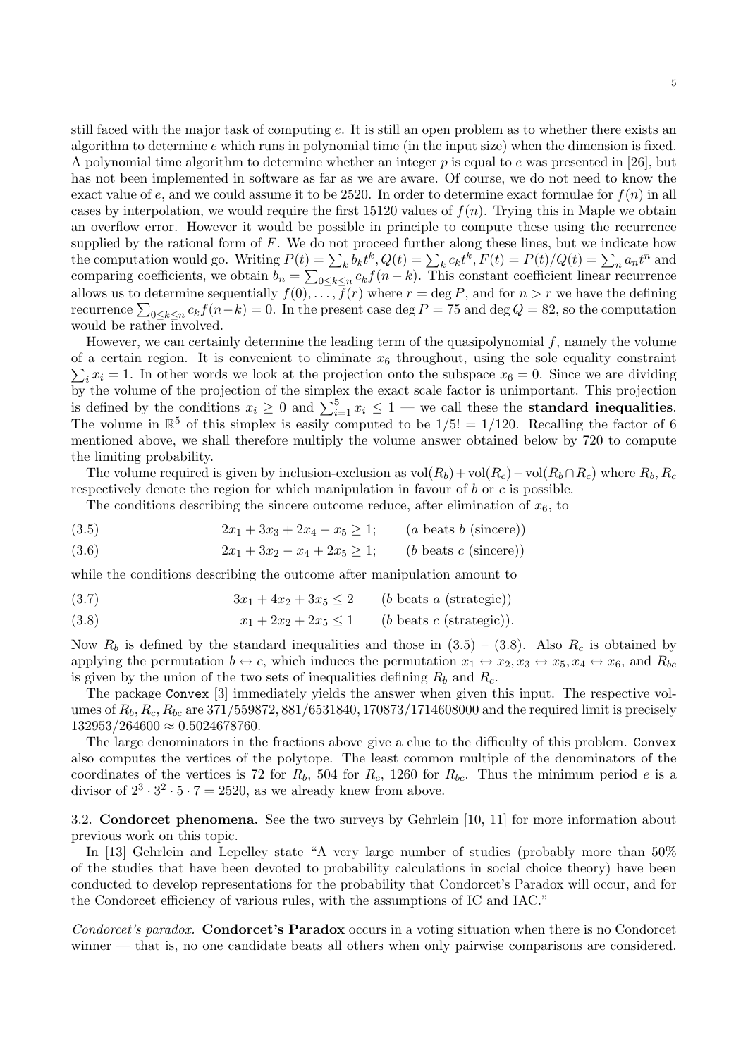still faced with the major task of computing $e$. It is still an open problem as to whether there exists an algorithm to determine $e$ which runs in polynomial time (in the input size) when the dimension is fixed. A polynomial time algorithm to determine whether an integer $p$ is equal to $e$ was presented in [26], but has not been implemented in software as far as we are aware. Of course, we do not need to know the exact value of $e$, and we could assume it to be 2520. In order to determine exact formulae for $f(n)$ in all cases by interpolation, we would require the first 15120 values of $f(n)$. Trying this in Maple we obtain an overflow error. However it would be possible in principle to compute these using the recurrence supplied by the rational form of $F$. We do not proceed further along these lines, but we indicate how the computation would go. Writing $P(t) = \sum_k b_k t^k, Q(t) = \sum_k c_k t^k, F(t) = P(t)/Q(t) = \sum_n a_n t^n$ and comparing coefficients, we obtain $b_n = \sum_{0 \le k \le n} c_k f(n-k)$. This constant coefficient linear recurrence allows us to determine sequentially $f(0), \dots, f(r)$ where $r = \deg P$, and for $n > r$ we have the defining recurrence $\sum_{0 \le k \le n} c_k f(n-k) = 0$. In the present case $\deg P = 75$ and $\deg Q = 82$, so the computation would be rather involved.

However, we can certainly determine the leading term of the quasipolynomial $f$, namely the volume of a certain region. It is convenient to eliminate $x_6$ throughout, using the sole equality constraint $\sum_i x_i = 1$. In other words we look at the projection onto the subspace $x_6 = 0$. Since we are dividing by the volume of the projection of the simplex the exact scale factor is unimportant. This projection is defined by the conditions $x_i \ge 0$ and $\sum_{i=1}^5 x_i \le 1$ — we call these the **standard inequalities**. The volume in $\mathbb{R}^5$ of this simplex is easily computed to be $1/5! = 1/120$. Recalling the factor of 6 mentioned above, we shall therefore multiply the volume answer obtained below by 720 to compute the limiting probability.

The volume required is given by inclusion-exclusion as $\mathrm{vol}(R_b) + \mathrm{vol}(R_c) - \mathrm{vol}(R_b \cap R_c)$ where $R_b, R_c$ respectively denote the region for which manipulation in favour of $b$ or $c$ is possible.

The conditions describing the sincere outcome reduce, after elimination of $x_6$, to

$$2x_1 + 3x_3 + 2x_4 - x_5 \ge 1; \qquad (a \text{ beats } b \text{ (sincere)}) \tag{3.5}$$

$$2x_1 + 3x_2 - x_4 + 2x_5 \ge 1; \qquad (b \text{ beats } c \text{ (sincere)}) \tag{3.6}$$

while the conditions describing the outcome after manipulation amount to

$$3x_1 + 4x_2 + 3x_5 \le 2 \qquad (b \text{ beats } a \text{ (strategic)}) \tag{3.7}$$

$$x_1 + 2x_2 + 2x_5 \le 1 \qquad (b \text{ beats } c \text{ (strategic)}). \tag{3.8}$$

Now $R_b$ is defined by the standard inequalities and those in (3.5) – (3.8). Also $R_c$ is obtained by applying the permutation $b \leftrightarrow c$, which induces the permutation $x_1 \leftrightarrow x_2, x_3 \leftrightarrow x_5, x_4 \leftrightarrow x_6$, and $R_{bc}$ is given by the union of the two sets of inequalities defining $R_b$ and $R_c$.

The package `Convex` [3] immediately yields the answer when given this input. The respective volumes of $R_b, R_c, R_{bc}$ are $371/559872, 881/6531840, 170873/1714608000$ and the required limit is precisely $132953/264600 \approx 0.5024678760$.

The large denominators in the fractions above give a clue to the difficulty of this problem. `Convex` also computes the vertices of the polytope. The least common multiple of the denominators of the coordinates of the vertices is 72 for $R_b$, 504 for $R_c$, 1260 for $R_{bc}$. Thus the minimum period $e$ is a divisor of $2^3 \cdot 3^2 \cdot 5 \cdot 7 = 2520$, as we already knew from above.

### 3.2. Condorcet phenomena.

See the two surveys by Gehrlein [10, 11] for more information about previous work on this topic.

In [13] Gehrlein and Lepelley state "A very large number of studies (probably more than 50% of the studies that have been devoted to probability calculations in social choice theory) have been conducted to develop representations for the probability that Condorcet's Paradox will occur, and for the Condorcet efficiency of various rules, with the assumptions of IC and IAC."

*Condorcet's paradox.* **Condorcet's Paradox** occurs in a voting situation when there is no Condorcet winner — that is, no one candidate beats all others when only pairwise comparisons are considered.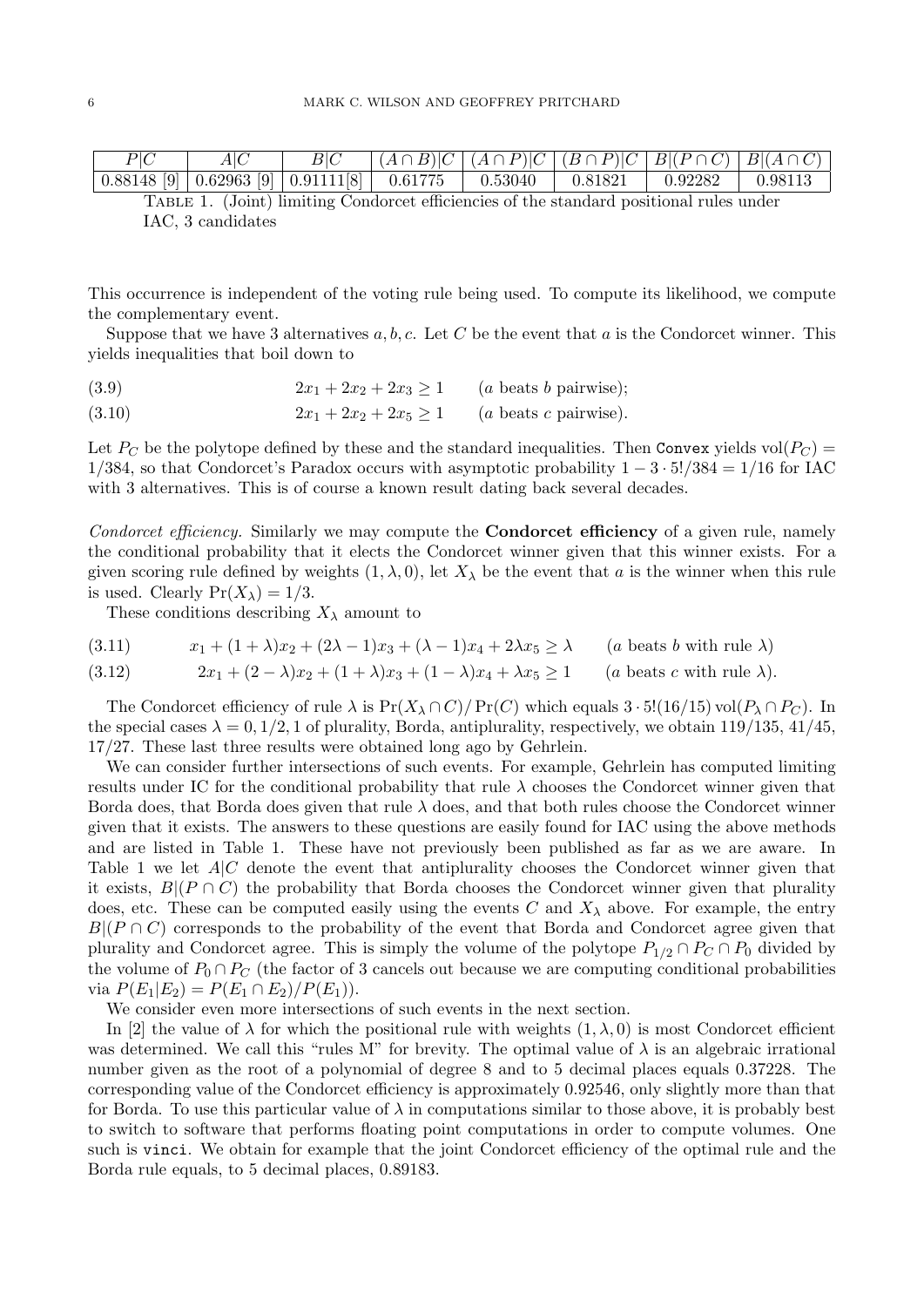| $P\|C$ | $A\|C$ | $B\|C$ | $(A \cap B)\|C$ | $(A \cap P)\|C$ | $(B \cap P)\|C$ | $B\|(P \cap C)$ | $B\|(A \cap C)$ |
|---|---|---|---|---|---|---|---|
| 0.88148 [9] | 0.62963 [9] | 0.91111[8] | 0.61775 | 0.53040 | 0.81821 | 0.92282 | 0.98113 |

Table 1. (Joint) limiting Condorcet efficiencies of the standard positional rules under IAC, 3 candidates

This occurrence is independent of the voting rule being used. To compute its likelihood, we compute the complementary event.

Suppose that we have 3 alternatives $a, b, c$. Let $C$ be the event that $a$ is the Condorcet winner. This yields inequalities that boil down to

$$2x_1 + 2x_2 + 2x_3 \geq 1 \qquad (a \text{ beats } b \text{ pairwise}); \tag{3.9}$$

$$2x_1 + 2x_2 + 2x_5 \geq 1 \qquad (a \text{ beats } c \text{ pairwise}). \tag{3.10}$$

Let $P_C$ be the polytope defined by these and the standard inequalities. Then `Convex` yields $\text{vol}(P_C) = 1/384$, so that Condorcet's Paradox occurs with asymptotic probability $1 - 3 \cdot 5!/384 = 1/16$ for IAC with 3 alternatives. This is of course a known result dating back several decades.

*Condorcet efficiency.* Similarly we may compute the **Condorcet efficiency** of a given rule, namely the conditional probability that it elects the Condorcet winner given that this winner exists. For a given scoring rule defined by weights $(1, \lambda, 0)$, let $X_\lambda$ be the event that $a$ is the winner when this rule is used. Clearly $\Pr(X_\lambda) = 1/3$.

These conditions describing $X_\lambda$ amount to

$$x_1 + (1+\lambda)x_2 + (2\lambda - 1)x_3 + (\lambda - 1)x_4 + 2\lambda x_5 \geq \lambda \qquad (a \text{ beats } b \text{ with rule } \lambda) \tag{3.11}$$

$$2x_1 + (2-\lambda)x_2 + (1+\lambda)x_3 + (1-\lambda)x_4 + \lambda x_5 \geq 1 \qquad (a \text{ beats } c \text{ with rule } \lambda). \tag{3.12}$$

The Condorcet efficiency of rule $\lambda$ is $\Pr(X_\lambda \cap C)/\Pr(C)$ which equals $3 \cdot 5!(16/15)\,\text{vol}(P_\lambda \cap P_C)$. In the special cases $\lambda = 0, 1/2, 1$ of plurality, Borda, antiplurality, respectively, we obtain $119/135$, $41/45$, $17/27$. These last three results were obtained long ago by Gehrlein.

We can consider further intersections of such events. For example, Gehrlein has computed limiting results under IC for the conditional probability that rule $\lambda$ chooses the Condorcet winner given that Borda does, that Borda does given that rule $\lambda$ does, and that both rules choose the Condorcet winner given that it exists. The answers to these questions are easily found for IAC using the above methods and are listed in Table 1. These have not previously been published as far as we are aware. In Table 1 we let $A|C$ denote the event that antiplurality chooses the Condorcet winner given that it exists, $B|(P \cap C)$ the probability that Borda chooses the Condorcet winner given that plurality does, etc. These can be computed easily using the events $C$ and $X_\lambda$ above. For example, the entry $B|(P \cap C)$ corresponds to the probability of the event that Borda and Condorcet agree given that plurality and Condorcet agree. This is simply the volume of the polytope $P_{1/2} \cap P_C \cap P_0$ divided by the volume of $P_0 \cap P_C$ (the factor of 3 cancels out because we are computing conditional probabilities via $P(E_1|E_2) = P(E_1 \cap E_2)/P(E_1)$).

We consider even more intersections of such events in the next section.

In [2] the value of $\lambda$ for which the positional rule with weights $(1, \lambda, 0)$ is most Condorcet efficient was determined. We call this "rules M" for brevity. The optimal value of $\lambda$ is an algebraic irrational number given as the root of a polynomial of degree 8 and to 5 decimal places equals 0.37228. The corresponding value of the Condorcet efficiency is approximately 0.92546, only slightly more than that for Borda. To use this particular value of $\lambda$ in computations similar to those above, it is probably best to switch to software that performs floating point computations in order to compute volumes. One such is `vinci`. We obtain for example that the joint Condorcet efficiency of the optimal rule and the Borda rule equals, to 5 decimal places, 0.89183.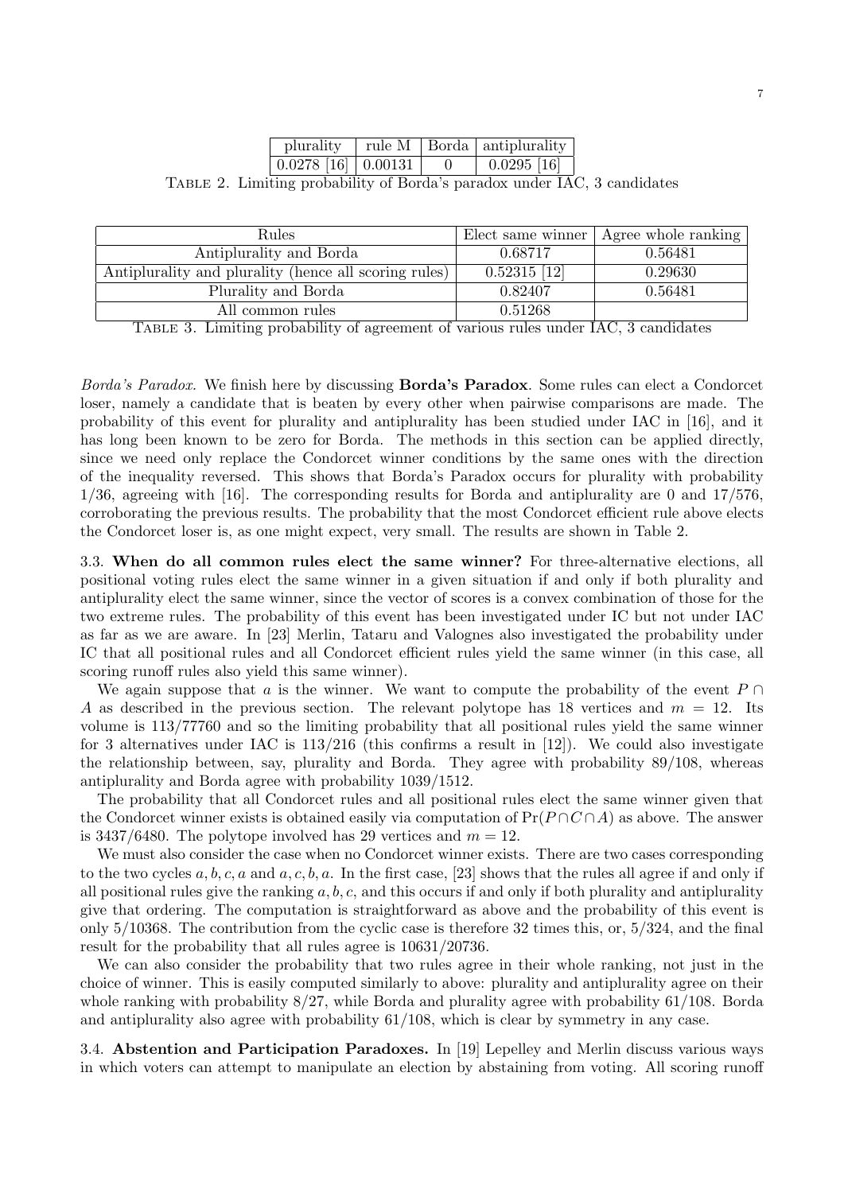| plurality | rule M | Borda | antiplurality |
|---|---|---|---|
| 0.0278 [16] | 0.00131 | 0 | 0.0295 [16] |

Table 2. Limiting probability of Borda's paradox under IAC, 3 candidates

| Rules | Elect same winner | Agree whole ranking |
|---|---|---|
| Antiplurality and Borda | 0.68717 | 0.56481 |
| Antiplurality and plurality (hence all scoring rules) | 0.52315 [12] | 0.29630 |
| Plurality and Borda | 0.82407 | 0.56481 |
| All common rules | 0.51268 | |

Table 3. Limiting probability of agreement of various rules under IAC, 3 candidates

*Borda's Paradox.* We finish here by discussing **Borda's Paradox**. Some rules can elect a Condorcet loser, namely a candidate that is beaten by every other when pairwise comparisons are made. The probability of this event for plurality and antiplurality has been studied under IAC in [16], and it has long been known to be zero for Borda. The methods in this section can be applied directly, since we need only replace the Condorcet winner conditions by the same ones with the direction of the inequality reversed. This shows that Borda's Paradox occurs for plurality with probability $1/36$, agreeing with [16]. The corresponding results for Borda and antiplurality are 0 and $17/576$, corroborating the previous results. The probability that the most Condorcet efficient rule above elects the Condorcet loser is, as one might expect, very small. The results are shown in Table 2.

### 3.3. When do all common rules elect the same winner?

For three-alternative elections, all positional voting rules elect the same winner in a given situation if and only if both plurality and antiplurality elect the same winner, since the vector of scores is a convex combination of those for the two extreme rules. The probability of this event has been investigated under IC but not under IAC as far as we are aware. In [23] Merlin, Tataru and Valognes also investigated the probability under IC that all positional rules and all Condorcet efficient rules yield the same winner (in this case, all scoring runoff rules also yield this same winner).

We again suppose that $a$ is the winner. We want to compute the probability of the event $P \cap A$ as described in the previous section. The relevant polytope has 18 vertices and $m = 12$. Its volume is $113/77760$ and so the limiting probability that all positional rules yield the same winner for 3 alternatives under IAC is $113/216$ (this confirms a result in [12]). We could also investigate the relationship between, say, plurality and Borda. They agree with probability $89/108$, whereas antiplurality and Borda agree with probability $1039/1512$.

The probability that all Condorcet rules and all positional rules elect the same winner given that the Condorcet winner exists is obtained easily via computation of $\Pr(P \cap C \cap A)$ as above. The answer is $3437/6480$. The polytope involved has 29 vertices and $m = 12$.

We must also consider the case when no Condorcet winner exists. There are two cases corresponding to the two cycles $a, b, c, a$ and $a, c, b, a$. In the first case, [23] shows that the rules all agree if and only if all positional rules give the ranking $a, b, c$, and this occurs if and only if both plurality and antiplurality give that ordering. The computation is straightforward as above and the probability of this event is only $5/10368$. The contribution from the cyclic case is therefore 32 times this, or, $5/324$, and the final result for the probability that all rules agree is $10631/20736$.

We can also consider the probability that two rules agree in their whole ranking, not just in the choice of winner. This is easily computed similarly to above: plurality and antiplurality agree on their whole ranking with probability $8/27$, while Borda and plurality agree with probability $61/108$. Borda and antiplurality also agree with probability $61/108$, which is clear by symmetry in any case.

### 3.4. Abstention and Participation Paradoxes.

In [19] Lepelley and Merlin discuss various ways in which voters can attempt to manipulate an election by abstaining from voting. All scoring runoff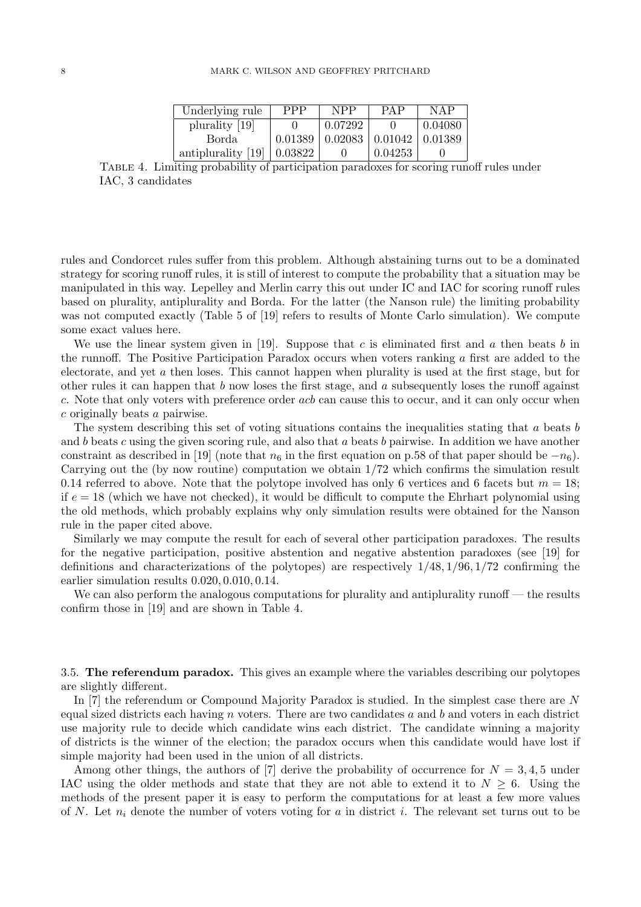| Underlying rule | PPP | NPP | PAP | NAP |
|---|---|---|---|---|
| plurality [19] | 0 | 0.07292 | 0 | 0.04080 |
| Borda | 0.01389 | 0.02083 | 0.01042 | 0.01389 |
| antiplurality [19] | 0.03822 | 0 | 0.04253 | 0 |

Table 4. Limiting probability of participation paradoxes for scoring runoff rules under IAC, 3 candidates

rules and Condorcet rules suffer from this problem. Although abstaining turns out to be a dominated strategy for scoring runoff rules, it is still of interest to compute the probability that a situation may be manipulated in this way. Lepelley and Merlin carry this out under IC and IAC for scoring runoff rules based on plurality, antiplurality and Borda. For the latter (the Nanson rule) the limiting probability was not computed exactly (Table 5 of [19] refers to results of Monte Carlo simulation). We compute some exact values here.

We use the linear system given in [19]. Suppose that $c$ is eliminated first and $a$ then beats $b$ in the runoff. The Positive Participation Paradox occurs when voters ranking $a$ first are added to the electorate, and yet $a$ then loses. This cannot happen when plurality is used at the first stage, but for other rules it can happen that $b$ now loses the first stage, and $a$ subsequently loses the runoff against $c$. Note that only voters with preference order $acb$ can cause this to occur, and it can only occur when $c$ originally beats $a$ pairwise.

The system describing this set of voting situations contains the inequalities stating that $a$ beats $b$ and $b$ beats $c$ using the given scoring rule, and also that $a$ beats $b$ pairwise. In addition we have another constraint as described in [19] (note that $n_6$ in the first equation on p.58 of that paper should be $-n_6$). Carrying out the (by now routine) computation we obtain $1/72$ which confirms the simulation result 0.14 referred to above. Note that the polytope involved has only 6 vertices and 6 facets but $m = 18$; if $e = 18$ (which we have not checked), it would be difficult to compute the Ehrhart polynomial using the old methods, which probably explains why only simulation results were obtained for the Nanson rule in the paper cited above.

Similarly we may compute the result for each of several other participation paradoxes. The results for the negative participation, positive abstention and negative abstention paradoxes (see [19] for definitions and characterizations of the polytopes) are respectively $1/48, 1/96, 1/72$ confirming the earlier simulation results $0.020, 0.010, 0.14$.

We can also perform the analogous computations for plurality and antiplurality runoff — the results confirm those in [19] and are shown in Table 4.

### 3.5. The referendum paradox.

This gives an example where the variables describing our polytopes are slightly different.

In [7] the referendum or Compound Majority Paradox is studied. In the simplest case there are $N$ equal sized districts each having $n$ voters. There are two candidates $a$ and $b$ and voters in each district use majority rule to decide which candidate wins each district. The candidate winning a majority of districts is the winner of the election; the paradox occurs when this candidate would have lost if simple majority had been used in the union of all districts.

Among other things, the authors of [7] derive the probability of occurrence for $N = 3, 4, 5$ under IAC using the older methods and state that they are not able to extend it to $N \geq 6$. Using the methods of the present paper it is easy to perform the computations for at least a few more values of $N$. Let $n_i$ denote the number of voters voting for $a$ in district $i$. The relevant set turns out to be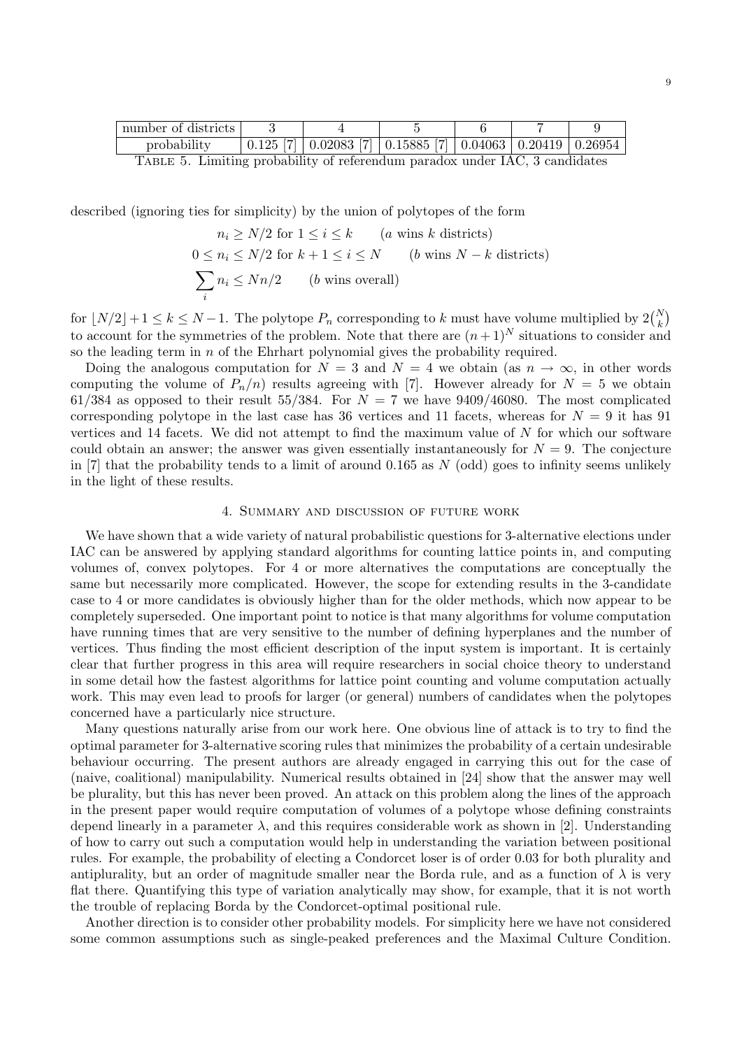| number of districts | 3 | 4 | 5 | 6 | 7 | 9 |
|---|---|---|---|---|---|---|
| probability | 0.125 [7] | 0.02083 [7] | 0.15885 [7] | 0.04063 | 0.20419 | 0.26954 |

TABLE 5. Limiting probability of referendum paradox under IAC, 3 candidates

described (ignoring ties for simplicity) by the union of polytopes of the form

$$
\begin{aligned}
n_i &\geq N/2 \text{ for } 1 \leq i \leq k \qquad (a \text{ wins } k \text{ districts})\\
0 \leq n_i &\leq N/2 \text{ for } k+1 \leq i \leq N \qquad (b \text{ wins } N-k \text{ districts})\\
\sum_i n_i &\leq Nn/2 \qquad (b \text{ wins overall})
\end{aligned}
$$

for $\lfloor N/2 \rfloor + 1 \leq k \leq N-1$. The polytope $P_n$ corresponding to $k$ must have volume multiplied by $2\binom{N}{k}$ to account for the symmetries of the problem. Note that there are $(n+1)^N$ situations to consider and so the leading term in $n$ of the Ehrhart polynomial gives the probability required.

Doing the analogous computation for $N = 3$ and $N = 4$ we obtain (as $n \to \infty$, in other words computing the volume of $P_n/n$) results agreeing with [7]. However already for $N = 5$ we obtain $61/384$ as opposed to their result $55/384$. For $N = 7$ we have $9409/46080$. The most complicated corresponding polytope in the last case has 36 vertices and 11 facets, whereas for $N = 9$ it has 91 vertices and 14 facets. We did not attempt to find the maximum value of $N$ for which our software could obtain an answer; the answer was given essentially instantaneously for $N = 9$. The conjecture in [7] that the probability tends to a limit of around 0.165 as $N$ (odd) goes to infinity seems unlikely in the light of these results.

## 4. Summary and discussion of future work

We have shown that a wide variety of natural probabilistic questions for 3-alternative elections under IAC can be answered by applying standard algorithms for counting lattice points in, and computing volumes of, convex polytopes. For 4 or more alternatives the computations are conceptually the same but necessarily more complicated. However, the scope for extending results in the 3-candidate case to 4 or more candidates is obviously higher than for the older methods, which now appear to be completely superseded. One important point to notice is that many algorithms for volume computation have running times that are very sensitive to the number of defining hyperplanes and the number of vertices. Thus finding the most efficient description of the input system is important. It is certainly clear that further progress in this area will require researchers in social choice theory to understand in some detail how the fastest algorithms for lattice point counting and volume computation actually work. This may even lead to proofs for larger (or general) numbers of candidates when the polytopes concerned have a particularly nice structure.

Many questions naturally arise from our work here. One obvious line of attack is to try to find the optimal parameter for 3-alternative scoring rules that minimizes the probability of a certain undesirable behaviour occurring. The present authors are already engaged in carrying this out for the case of (naive, coalitional) manipulability. Numerical results obtained in [24] show that the answer may well be plurality, but this has never been proved. An attack on this problem along the lines of the approach in the present paper would require computation of volumes of a polytope whose defining constraints depend linearly in a parameter $\lambda$, and this requires considerable work as shown in [2]. Understanding of how to carry out such a computation would help in understanding the variation between positional rules. For example, the probability of electing a Condorcet loser is of order 0.03 for both plurality and antiplurality, but an order of magnitude smaller near the Borda rule, and as a function of $\lambda$ is very flat there. Quantifying this type of variation analytically may show, for example, that it is not worth the trouble of replacing Borda by the Condorcet-optimal positional rule.

Another direction is to consider other probability models. For simplicity here we have not considered some common assumptions such as single-peaked preferences and the Maximal Culture Condition.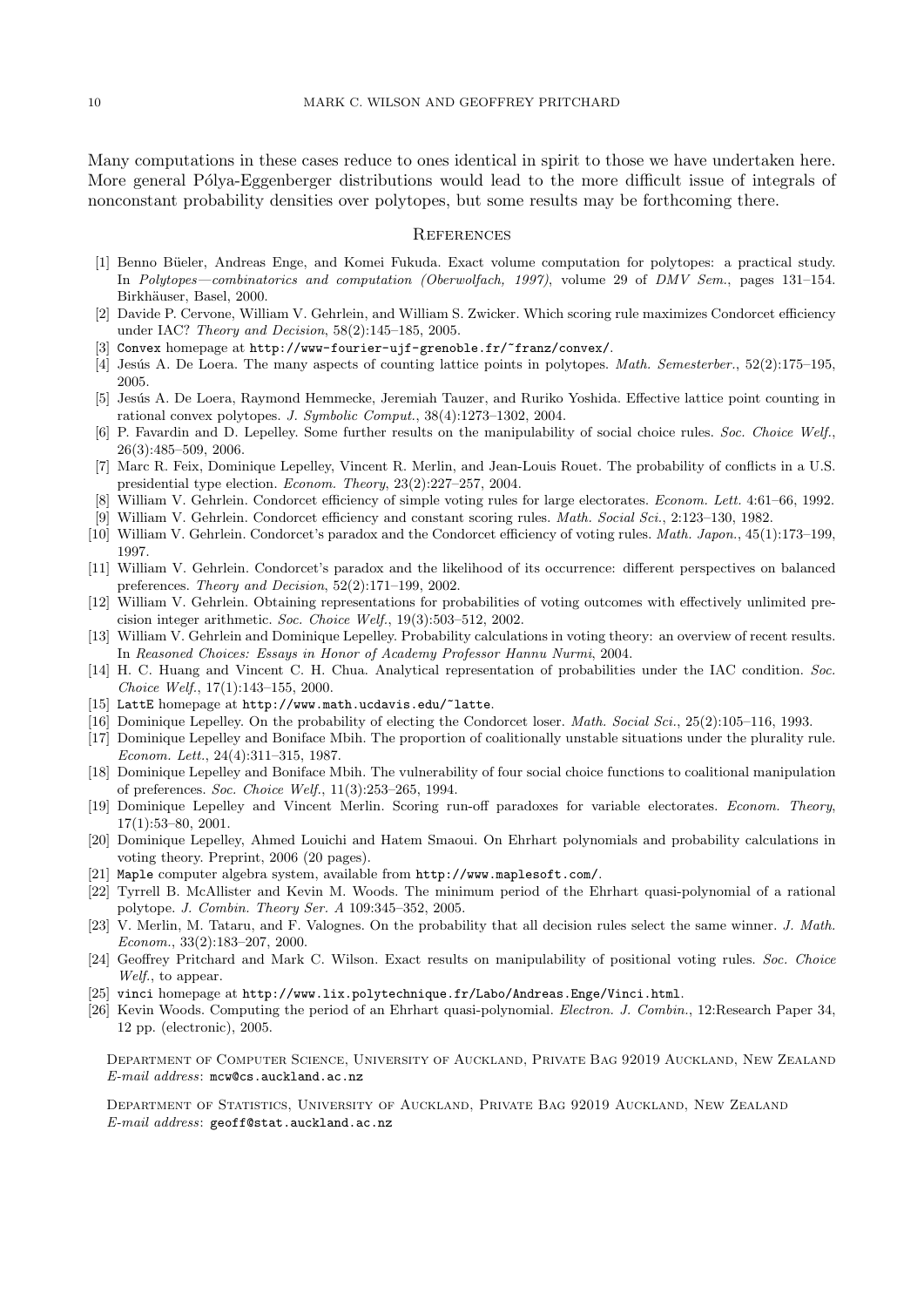Many computations in these cases reduce to ones identical in spirit to those we have undertaken here. More general Pólya-Eggenberger distributions would lead to the more difficult issue of integrals of nonconstant probability densities over polytopes, but some results may be forthcoming there.

## References

[1] Benno Büeler, Andreas Enge, and Komei Fukuda. Exact volume computation for polytopes: a practical study. In *Polytopes—combinatorics and computation (Oberwolfach, 1997)*, volume 29 of *DMV Sem.*, pages 131–154. Birkhäuser, Basel, 2000.

[2] Davide P. Cervone, William V. Gehrlein, and William S. Zwicker. Which scoring rule maximizes Condorcet efficiency under IAC? *Theory and Decision*, 58(2):145–185, 2005.

[3] `Convex` homepage at `http://www-fourier-ujf-grenoble.fr/~franz/convex/`.

[4] Jesús A. De Loera. The many aspects of counting lattice points in polytopes. *Math. Semesterber.*, 52(2):175–195, 2005.

[5] Jesús A. De Loera, Raymond Hemmecke, Jeremiah Tauzer, and Ruriko Yoshida. Effective lattice point counting in rational convex polytopes. *J. Symbolic Comput.*, 38(4):1273–1302, 2004.

[6] P. Favardin and D. Lepelley. Some further results on the manipulability of social choice rules. *Soc. Choice Welf.*, 26(3):485–509, 2006.

[7] Marc R. Feix, Dominique Lepelley, Vincent R. Merlin, and Jean-Louis Rouet. The probability of conflicts in a U.S. presidential type election. *Econom. Theory*, 23(2):227–257, 2004.

[8] William V. Gehrlein. Condorcet efficiency of simple voting rules for large electorates. *Econom. Lett.* 4:61–66, 1992.

[9] William V. Gehrlein. Condorcet efficiency and constant scoring rules. *Math. Social Sci.*, 2:123–130, 1982.

[10] William V. Gehrlein. Condorcet's paradox and the Condorcet efficiency of voting rules. *Math. Japon.*, 45(1):173–199, 1997.

[11] William V. Gehrlein. Condorcet's paradox and the likelihood of its occurrence: different perspectives on balanced preferences. *Theory and Decision*, 52(2):171–199, 2002.

[12] William V. Gehrlein. Obtaining representations for probabilities of voting outcomes with effectively unlimited precision integer arithmetic. *Soc. Choice Welf.*, 19(3):503–512, 2002.

[13] William V. Gehrlein and Dominique Lepelley. Probability calculations in voting theory: an overview of recent results. In *Reasoned Choices: Essays in Honor of Academy Professor Hannu Nurmi*, 2004.

[14] H. C. Huang and Vincent C. H. Chua. Analytical representation of probabilities under the IAC condition. *Soc. Choice Welf.*, 17(1):143–155, 2000.

[15] `LattE` homepage at `http://www.math.ucdavis.edu/~latte`.

[16] Dominique Lepelley. On the probability of electing the Condorcet loser. *Math. Social Sci.*, 25(2):105–116, 1993.

[17] Dominique Lepelley and Boniface Mbih. The proportion of coalitionally unstable situations under the plurality rule. *Econom. Lett.*, 24(4):311–315, 1987.

[18] Dominique Lepelley and Boniface Mbih. The vulnerability of four social choice functions to coalitional manipulation of preferences. *Soc. Choice Welf.*, 11(3):253–265, 1994.

[19] Dominique Lepelley and Vincent Merlin. Scoring run-off paradoxes for variable electorates. *Econom. Theory*, 17(1):53–80, 2001.

[20] Dominique Lepelley, Ahmed Louichi and Hatem Smaoui. On Ehrhart polynomials and probability calculations in voting theory. Preprint, 2006 (20 pages).

[21] `Maple` computer algebra system, available from `http://www.maplesoft.com/`.

[22] Tyrrell B. McAllister and Kevin M. Woods. The minimum period of the Ehrhart quasi-polynomial of a rational polytope. *J. Combin. Theory Ser. A* 109:345–352, 2005.

[23] V. Merlin, M. Tataru, and F. Valognes. On the probability that all decision rules select the same winner. *J. Math. Econom.*, 33(2):183–207, 2000.

[24] Geoffrey Pritchard and Mark C. Wilson. Exact results on manipulability of positional voting rules. *Soc. Choice Welf.*, to appear.

[25] `vinci` homepage at `http://www.lix.polytechnique.fr/Labo/Andreas.Enge/Vinci.html`.

[26] Kevin Woods. Computing the period of an Ehrhart quasi-polynomial. *Electron. J. Combin.*, 12:Research Paper 34, 12 pp. (electronic), 2005.

Department of Computer Science, University of Auckland, Private Bag 92019 Auckland, New Zealand
*E-mail address*: `mcw@cs.auckland.ac.nz`

Department of Statistics, University of Auckland, Private Bag 92019 Auckland, New Zealand
*E-mail address*: `geoff@stat.auckland.ac.nz`